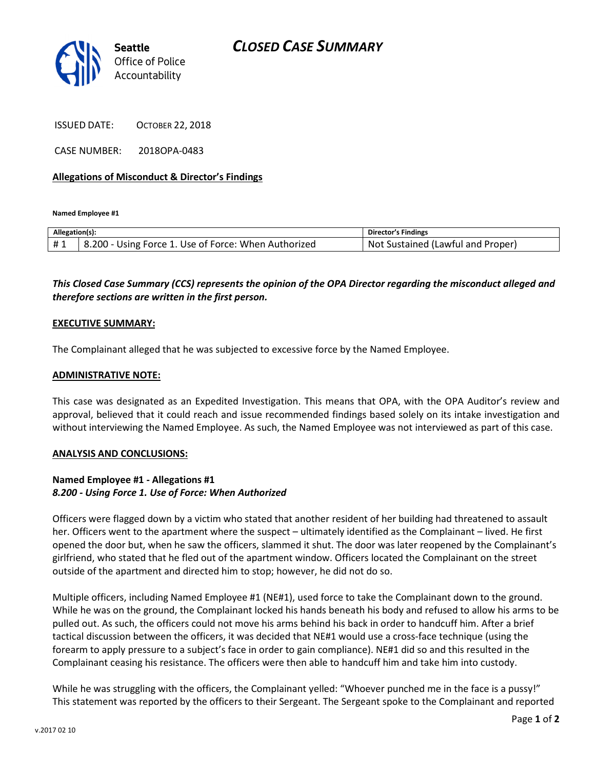# CLOSED CASE SUMMARY

Seattle Office of Police Accountability

ISSUED DATE: OCTOBER 22, 2018

CASE NUMBER: 2018OPA-0483

**Allegations of Misconduct & Director's Findings**

**Named Employee #1**

| Allegation(s): | | Director's Findings |
|---|---|---|
| # 1 | 8.200 - Using Force 1. Use of Force: When Authorized | Not Sustained (Lawful and Proper) |

***This Closed Case Summary (CCS) represents the opinion of the OPA Director regarding the misconduct alleged and therefore sections are written in the first person.***

**EXECUTIVE SUMMARY:**

The Complainant alleged that he was subjected to excessive force by the Named Employee.

**ADMINISTRATIVE NOTE:**

This case was designated as an Expedited Investigation. This means that OPA, with the OPA Auditor's review and approval, believed that it could reach and issue recommended findings based solely on its intake investigation and without interviewing the Named Employee. As such, the Named Employee was not interviewed as part of this case.

**ANALYSIS AND CONCLUSIONS:**

**Named Employee #1 - Allegations #1**
***8.200 - Using Force 1. Use of Force: When Authorized***

Officers were flagged down by a victim who stated that another resident of her building had threatened to assault her. Officers went to the apartment where the suspect – ultimately identified as the Complainant – lived. He first opened the door but, when he saw the officers, slammed it shut. The door was later reopened by the Complainant's girlfriend, who stated that he fled out of the apartment window. Officers located the Complainant on the street outside of the apartment and directed him to stop; however, he did not do so.

Multiple officers, including Named Employee #1 (NE#1), used force to take the Complainant down to the ground. While he was on the ground, the Complainant locked his hands beneath his body and refused to allow his arms to be pulled out. As such, the officers could not move his arms behind his back in order to handcuff him. After a brief tactical discussion between the officers, it was decided that NE#1 would use a cross-face technique (using the forearm to apply pressure to a subject's face in order to gain compliance). NE#1 did so and this resulted in the Complainant ceasing his resistance. The officers were then able to handcuff him and take him into custody.

While he was struggling with the officers, the Complainant yelled: "Whoever punched me in the face is a pussy!" This statement was reported by the officers to their Sergeant. The Sergeant spoke to the Complainant and reported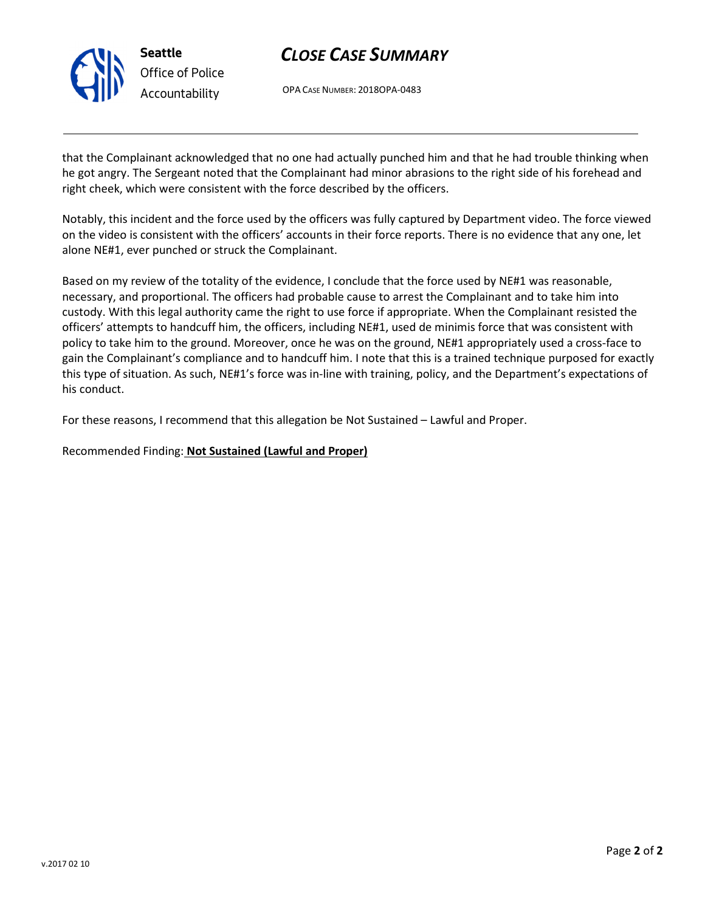that the Complainant acknowledged that no one had actually punched him and that he had trouble thinking when he got angry. The Sergeant noted that the Complainant had minor abrasions to the right side of his forehead and right cheek, which were consistent with the force described by the officers.

Notably, this incident and the force used by the officers was fully captured by Department video. The force viewed on the video is consistent with the officers' accounts in their force reports. There is no evidence that any one, let alone NE#1, ever punched or struck the Complainant.

Based on my review of the totality of the evidence, I conclude that the force used by NE#1 was reasonable, necessary, and proportional. The officers had probable cause to arrest the Complainant and to take him into custody. With this legal authority came the right to use force if appropriate. When the Complainant resisted the officers' attempts to handcuff him, the officers, including NE#1, used de minimis force that was consistent with policy to take him to the ground. Moreover, once he was on the ground, NE#1 appropriately used a cross-face to gain the Complainant's compliance and to handcuff him. I note that this is a trained technique purposed for exactly this type of situation. As such, NE#1's force was in-line with training, policy, and the Department's expectations of his conduct.

For these reasons, I recommend that this allegation be Not Sustained – Lawful and Proper.

Recommended Finding: **Not Sustained (Lawful and Proper)**